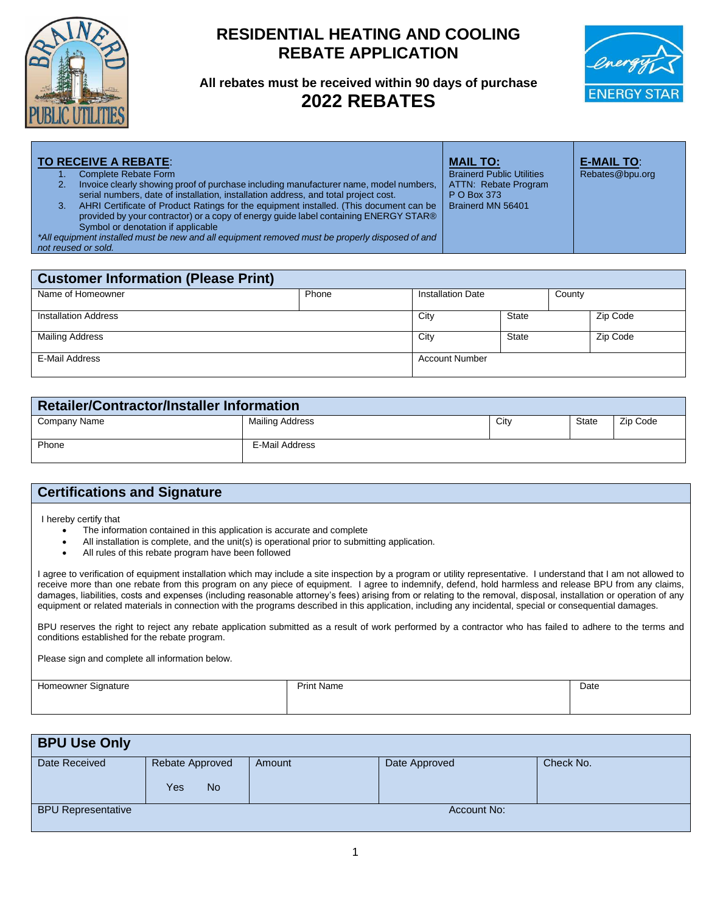# RESIDENTIAL HEATING AND COOLING REBATE APPLICATION

**All rebates must be received within 90 days of purchase**

## 2022 REBATES

| **TO RECEIVE A REBATE**: | **MAIL TO:** | **E-MAIL TO**: |
|---|---|---|
| 1. Complete Rebate Form<br>2. Invoice clearly showing proof of purchase including manufacturer name, model numbers, serial numbers, date of installation, installation address, and total project cost.<br>3. AHRI Certificate of Product Ratings for the equipment installed. (This document can be provided by your contractor) or a copy of energy guide label containing ENERGY STAR® Symbol or denotation if applicable<br>*All equipment installed must be new and all equipment removed must be properly disposed of and not reused or sold.* | Brainerd Public Utilities<br>ATTN: Rebate Program<br>P O Box 373<br>Brainerd MN 56401 | Rebates@bpu.org |

## Customer Information (Please Print)

| Name of Homeowner | Phone | Installation Date | County |
|---|---|---|---|
| Installation Address | City | State | Zip Code |
| Mailing Address | City | State | Zip Code |
| E-Mail Address | Account Number | | |

## Retailer/Contractor/Installer Information

| Company Name | Mailing Address | City | State | Zip Code |
|---|---|---|---|---|
| Phone | E-Mail Address | | | |

## Certifications and Signature

I hereby certify that

- The information contained in this application is accurate and complete
- All installation is complete, and the unit(s) is operational prior to submitting application.
- All rules of this rebate program have been followed

I agree to verification of equipment installation which may include a site inspection by a program or utility representative. I understand that I am not allowed to receive more than one rebate from this program on any piece of equipment. I agree to indemnify, defend, hold harmless and release BPU from any claims, damages, liabilities, costs and expenses (including reasonable attorney's fees) arising from or relating to the removal, disposal, installation or operation of any equipment or related materials in connection with the programs described in this application, including any incidental, special or consequential damages.

BPU reserves the right to reject any rebate application submitted as a result of work performed by a contractor who has failed to adhere to the terms and conditions established for the rebate program.

Please sign and complete all information below.

| Homeowner Signature | Print Name | Date |
|---|---|---|
| | | |

## BPU Use Only

| Date Received | Rebate Approved | Amount | Date Approved | Check No. |
|---|---|---|---|---|
| | Yes No | | | |
| BPU Representative | | | Account No: | |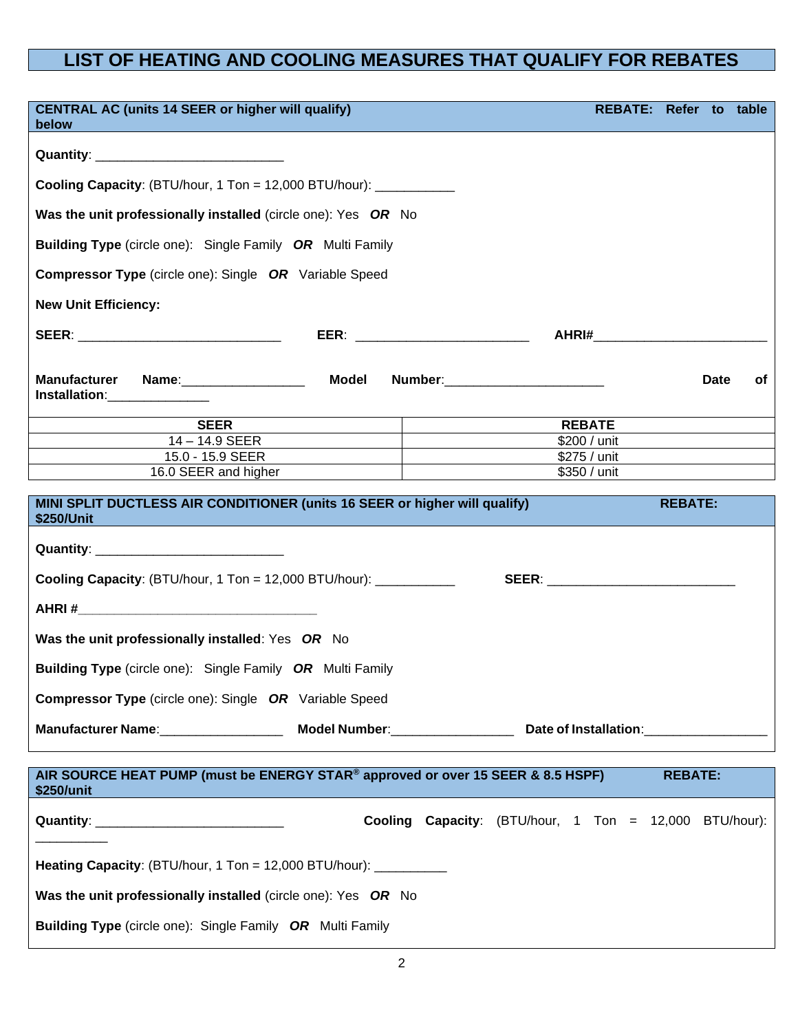# LIST OF HEATING AND COOLING MEASURES THAT QUALIFY FOR REBATES

## CENTRAL AC (units 14 SEER or higher will qualify) REBATE: Refer to table below

**Quantity**: ___________________________

**Cooling Capacity**: (BTU/hour, 1 Ton = 12,000 BTU/hour): ___________

**Was the unit professionally installed** (circle one): Yes ***OR*** No

**Building Type** (circle one): Single Family ***OR*** Multi Family

**Compressor Type** (circle one): Single ***OR*** Variable Speed

**New Unit Efficiency:**

**SEER**: _____________________________ **EER**: _________________________ **AHRI#**_________________________

**Manufacturer Name**:_________________ **Model Number**:______________________ **Date of Installation**:______________

| SEER | REBATE |
|---|---|
| 14 – 14.9 SEER | $200 / unit |
| 15.0 - 15.9 SEER | $275 / unit |
| 16.0 SEER and higher | $350 / unit |

## MINI SPLIT DUCTLESS AIR CONDITIONER (units 16 SEER or higher will qualify) REBATE: $250/Unit

**Quantity**: ___________________________

**Cooling Capacity**: (BTU/hour, 1 Ton = 12,000 BTU/hour): ___________ **SEER**: ___________________________

**AHRI #**___________________________________

**Was the unit professionally installed**: Yes ***OR*** No

**Building Type** (circle one): Single Family ***OR*** Multi Family

**Compressor Type** (circle one): Single ***OR*** Variable Speed

**Manufacturer Name**:_________________ **Model Number**:_________________ **Date of Installation**:_________________

## AIR SOURCE HEAT PUMP (must be ENERGY STAR® approved or over 15 SEER & 8.5 HSPF) REBATE: $250/unit

**Quantity**: ___________________________ **Cooling Capacity**: (BTU/hour, 1 Ton = 12,000 BTU/hour): __________

**Heating Capacity**: (BTU/hour, 1 Ton = 12,000 BTU/hour): __________

**Was the unit professionally installed** (circle one): Yes ***OR*** No

**Building Type** (circle one): Single Family ***OR*** Multi Family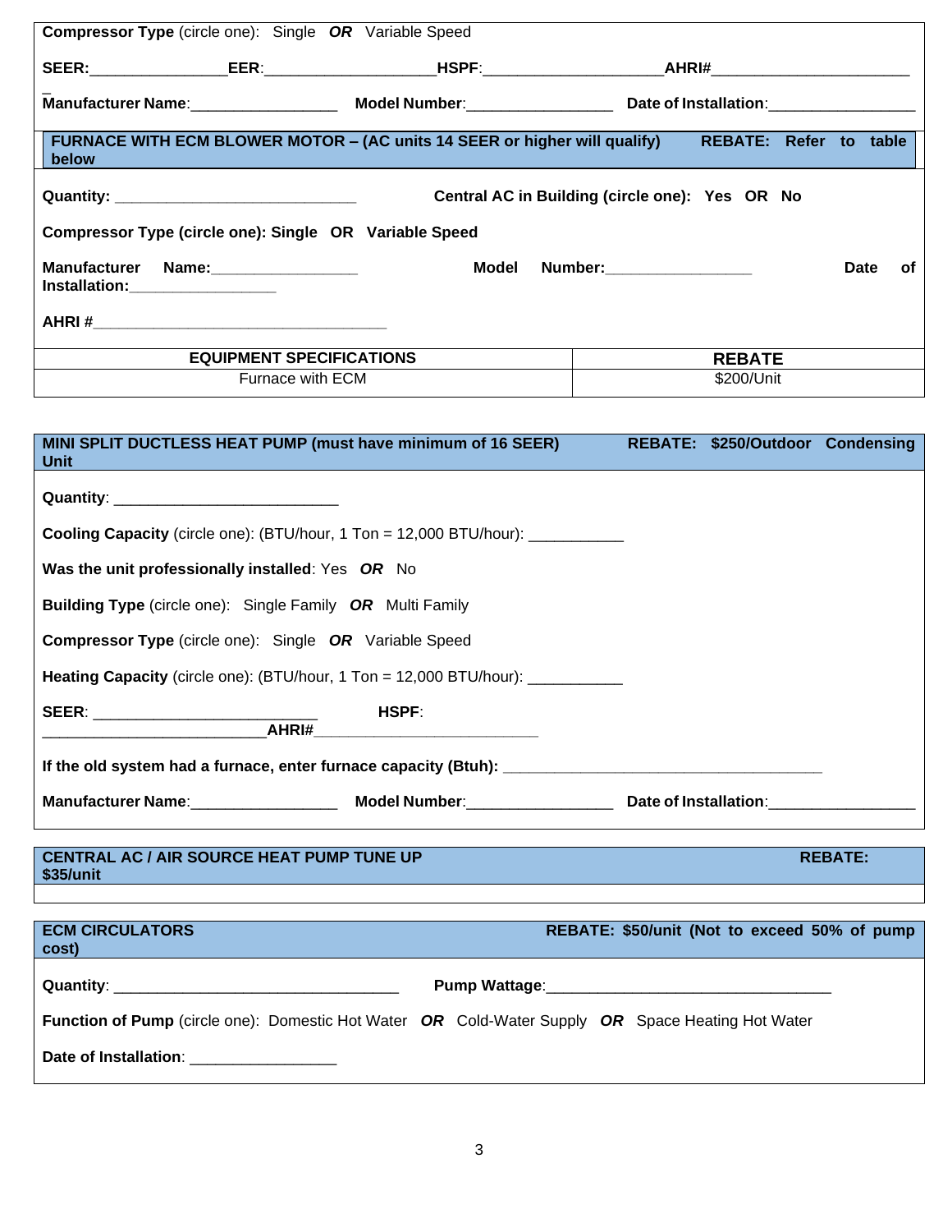**Compressor Type** (circle one): Single ***OR*** Variable Speed

**SEER**:________________ **EER**:____________________ **HSPF**:_____________________ **AHRI#**_______________________

**Manufacturer Name**:_________________ **Model Number**:_________________ **Date of Installation**:_________________

## FURNACE WITH ECM BLOWER MOTOR – (AC units 14 SEER or higher will qualify) REBATE: Refer to table below

**Quantity:** ____________________________ **Central AC in Building (circle one): Yes OR No**

**Compressor Type (circle one): Single OR Variable Speed**

**Manufacturer Name:**_________________ **Model Number:**_________________ **Date of Installation:**_________________

**AHRI #**___________________________________

| EQUIPMENT SPECIFICATIONS | REBATE |
|---|---|
| Furnace with ECM | $200/Unit |

## MINI SPLIT DUCTLESS HEAT PUMP (must have minimum of 16 SEER) REBATE: $250/Outdoor Condensing Unit

**Quantity**: __________________________

**Cooling Capacity** (circle one): (BTU/hour, 1 Ton = 12,000 BTU/hour): ___________

**Was the unit professionally installed**: Yes ***OR*** No

**Building Type** (circle one): Single Family ***OR*** Multi Family

**Compressor Type** (circle one): Single ***OR*** Variable Speed

**Heating Capacity** (circle one): (BTU/hour, 1 Ton = 12,000 BTU/hour): ___________

**SEER**: __________________________ **HSPF**: __________________________ **AHRI#**__________________________

**If the old system had a furnace, enter furnace capacity (Btuh):** ______________________________________

**Manufacturer Name**:_________________ **Model Number**:_________________ **Date of Installation**:_________________

## CENTRAL AC / AIR SOURCE HEAT PUMP TUNE UP REBATE: $35/unit

## ECM CIRCULATORS REBATE: $50/unit (Not to exceed 50% of pump cost)

**Quantity**: _________________________________ **Pump Wattage**:_________________________________

**Function of Pump** (circle one): Domestic Hot Water ***OR*** Cold-Water Supply ***OR*** Space Heating Hot Water

**Date of Installation**: _________________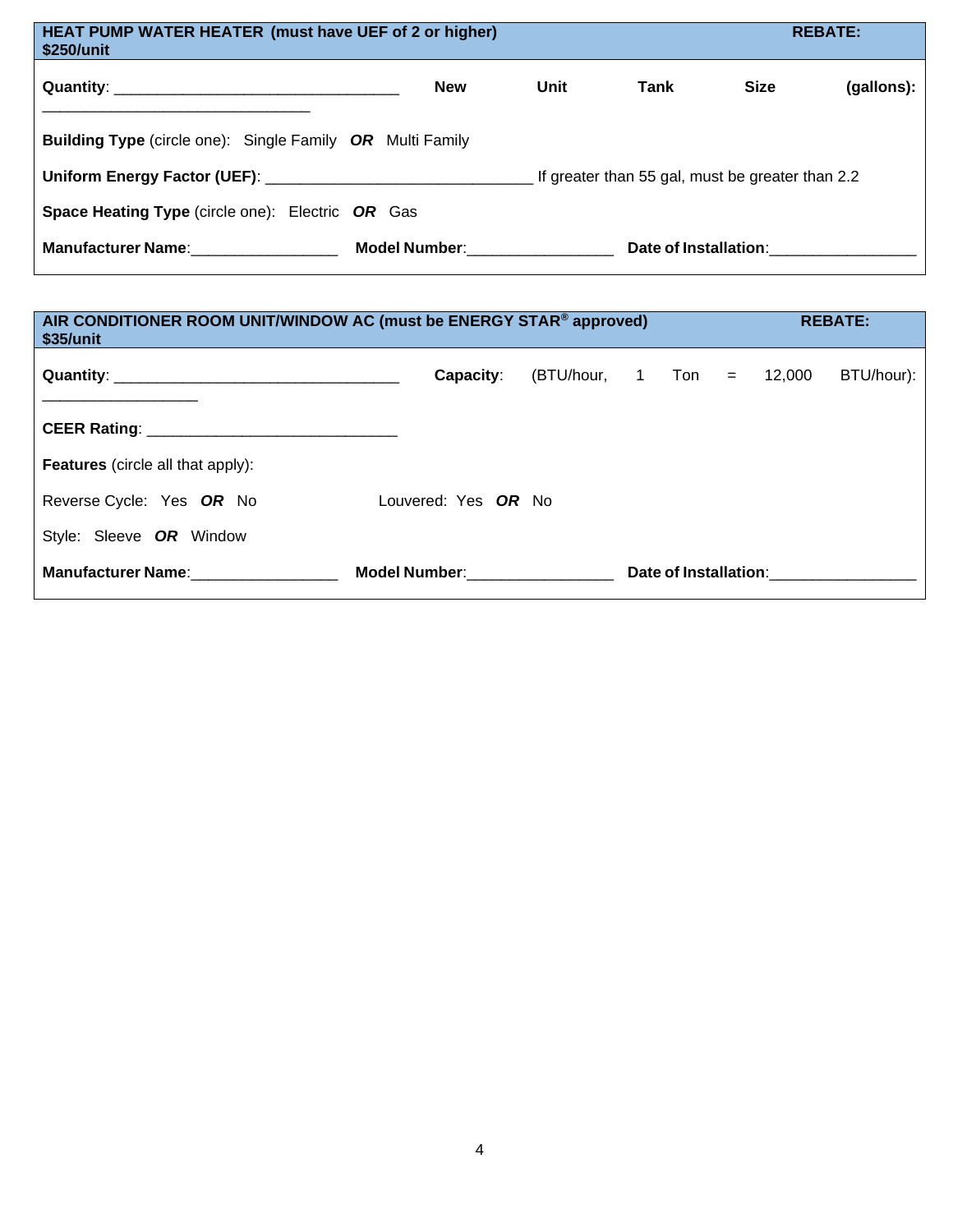**HEAT PUMP WATER HEATER (must have UEF of 2 or higher)** **REBATE: $250/unit**

**Quantity**: _________________________________ **New Unit Tank Size (gallons):** ______________________________

**Building Type** (circle one): Single Family ***OR*** Multi Family

**Uniform Energy Factor (UEF)**: ______________________________ If greater than 55 gal, must be greater than 2.2

**Space Heating Type** (circle one): Electric ***OR*** Gas

**Manufacturer Name**:________________ **Model Number**:________________ **Date of Installation**:________________

---

**AIR CONDITIONER ROOM UNIT/WINDOW AC (must be ENERGY STAR® approved)** **REBATE: $35/unit**

**Quantity**: _________________________________ **Capacity**: (BTU/hour, 1 Ton = 12,000 BTU/hour): ________________

**CEER Rating**: ____________________________

**Features** (circle all that apply):

Reverse Cycle: Yes ***OR*** No Louvered: Yes ***OR*** No

Style: Sleeve ***OR*** Window

**Manufacturer Name**:________________ **Model Number**:________________ **Date of Installation**:________________